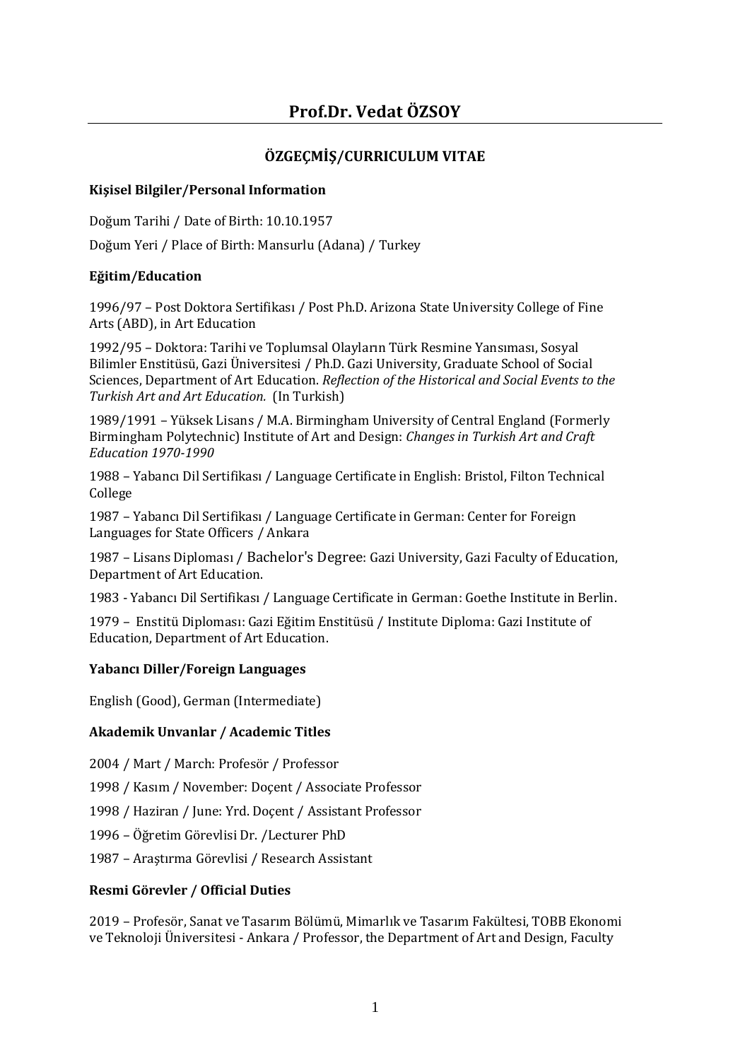# Prof.Dr. Vedat ÖZSOY

## ÖZGEÇMİŞ/CURRICULUM VITAE

### Kişisel Bilgiler/Personal Information

Doğum Tarihi / Date of Birth: 10.10.1957

Doğum Yeri / Place of Birth: Mansurlu (Adana) / Turkey

### Eğitim/Education

1996/97 – Post Doktora Sertifikası / Post Ph.D. Arizona State University College of Fine Arts (ABD), in Art Education

1992/95 – Doktora: Tarihi ve Toplumsal Olayların Türk Resmine Yansıması, Sosyal Bilimler Enstitüsü, Gazi Üniversitesi / Ph.D. Gazi University, Graduate School of Social Sciences, Department of Art Education. *Reflection of the Historical and Social Events to the Turkish Art and Art Education.* (In Turkish)

1989/1991 – Yüksek Lisans / M.A. Birmingham University of Central England (Formerly Birmingham Polytechnic) Institute of Art and Design: *Changes in Turkish Art and Craft Education 1970-1990*

1988 – Yabancı Dil Sertifikası / Language Certificate in English: Bristol, Filton Technical College

1987 – Yabancı Dil Sertifikası / Language Certificate in German: Center for Foreign Languages for State Officers / Ankara

1987 – Lisans Diploması / Bachelor's Degree: Gazi University, Gazi Faculty of Education, Department of Art Education.

1983 - Yabancı Dil Sertifikası / Language Certificate in German: Goethe Institute in Berlin.

1979 – Enstitü Diploması: Gazi Eğitim Enstitüsü / Institute Diploma: Gazi Institute of Education, Department of Art Education.

### Yabancı Diller/Foreign Languages

English (Good), German (Intermediate)

### Akademik Unvanlar / Academic Titles

2004 / Mart / March: Profesör / Professor

1998 / Kasım / November: Doçent / Associate Professor

1998 / Haziran / June: Yrd. Doçent / Assistant Professor

1996 – Öğretim Görevlisi Dr. /Lecturer PhD

1987 – Araştırma Görevlisi / Research Assistant

### Resmi Görevler / Official Duties

2019 – Profesör, Sanat ve Tasarım Bölümü, Mimarlık ve Tasarım Fakültesi, TOBB Ekonomi ve Teknoloji Üniversitesi - Ankara / Professor, the Department of Art and Design, Faculty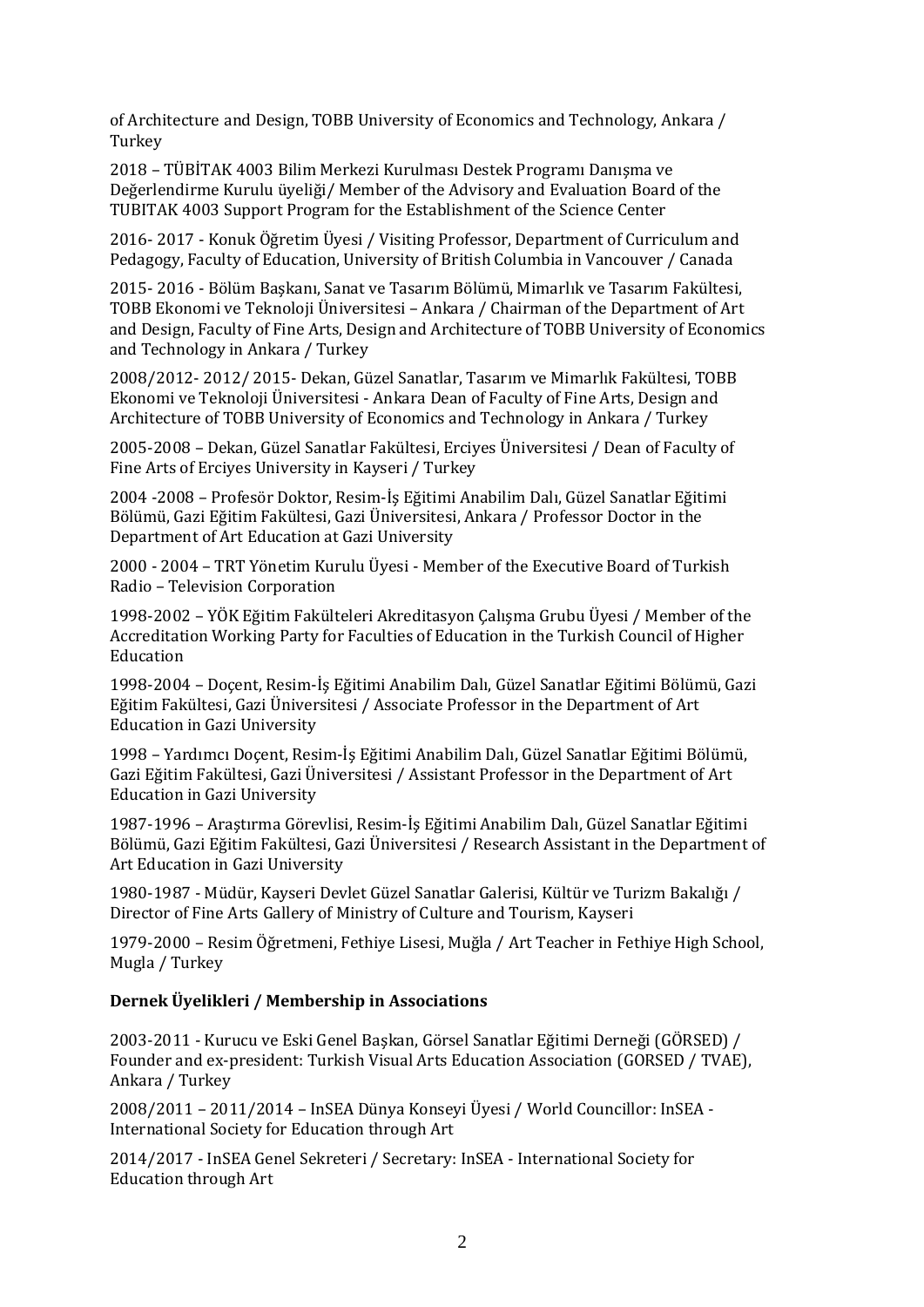of Architecture and Design, TOBB University of Economics and Technology, Ankara / Turkey

2018 – TÜBİTAK 4003 Bilim Merkezi Kurulması Destek Programı Danışma ve Değerlendirme Kurulu üyeliği/ Member of the Advisory and Evaluation Board of the TUBITAK 4003 Support Program for the Establishment of the Science Center

2016- 2017 - Konuk Öğretim Üyesi / Visiting Professor, Department of Curriculum and Pedagogy, Faculty of Education, University of British Columbia in Vancouver / Canada

2015- 2016 - Bölüm Başkanı, Sanat ve Tasarım Bölümü, Mimarlık ve Tasarım Fakültesi, TOBB Ekonomi ve Teknoloji Üniversitesi – Ankara / Chairman of the Department of Art and Design, Faculty of Fine Arts, Design and Architecture of TOBB University of Economics and Technology in Ankara / Turkey

2008/2012- 2012/ 2015- Dekan, Güzel Sanatlar, Tasarım ve Mimarlık Fakültesi, TOBB Ekonomi ve Teknoloji Üniversitesi - Ankara Dean of Faculty of Fine Arts, Design and Architecture of TOBB University of Economics and Technology in Ankara / Turkey

2005-2008 – Dekan, Güzel Sanatlar Fakültesi, Erciyes Üniversitesi / Dean of Faculty of Fine Arts of Erciyes University in Kayseri / Turkey

2004 -2008 – Profesör Doktor, Resim-İş Eğitimi Anabilim Dalı, Güzel Sanatlar Eğitimi Bölümü, Gazi Eğitim Fakültesi, Gazi Üniversitesi, Ankara / Professor Doctor in the Department of Art Education at Gazi University

2000 - 2004 – TRT Yönetim Kurulu Üyesi - Member of the Executive Board of Turkish Radio – Television Corporation

1998-2002 – YÖK Eğitim Fakülteleri Akreditasyon Çalışma Grubu Üyesi / Member of the Accreditation Working Party for Faculties of Education in the Turkish Council of Higher Education

1998-2004 – Doçent, Resim-İş Eğitimi Anabilim Dalı, Güzel Sanatlar Eğitimi Bölümü, Gazi Eğitim Fakültesi, Gazi Üniversitesi / Associate Professor in the Department of Art Education in Gazi University

1998 – Yardımcı Doçent, Resim-İş Eğitimi Anabilim Dalı, Güzel Sanatlar Eğitimi Bölümü, Gazi Eğitim Fakültesi, Gazi Üniversitesi / Assistant Professor in the Department of Art Education in Gazi University

1987-1996 – Araştırma Görevlisi, Resim-İş Eğitimi Anabilim Dalı, Güzel Sanatlar Eğitimi Bölümü, Gazi Eğitim Fakültesi, Gazi Üniversitesi / Research Assistant in the Department of Art Education in Gazi University

1980-1987 - Müdür, Kayseri Devlet Güzel Sanatlar Galerisi, Kültür ve Turizm Bakalığı / Director of Fine Arts Gallery of Ministry of Culture and Tourism, Kayseri

1979-2000 – Resim Öğretmeni, Fethiye Lisesi, Muğla / Art Teacher in Fethiye High School, Mugla / Turkey

**Dernek Üyelikleri / Membership in Associations**

2003-2011 - Kurucu ve Eski Genel Başkan, Görsel Sanatlar Eğitimi Derneği (GÖRSED) / Founder and ex-president: Turkish Visual Arts Education Association (GORSED / TVAE), Ankara / Turkey

2008/2011 – 2011/2014 – InSEA Dünya Konseyi Üyesi / World Councillor: InSEA - International Society for Education through Art

2014/2017 - InSEA Genel Sekreteri / Secretary: InSEA - International Society for Education through Art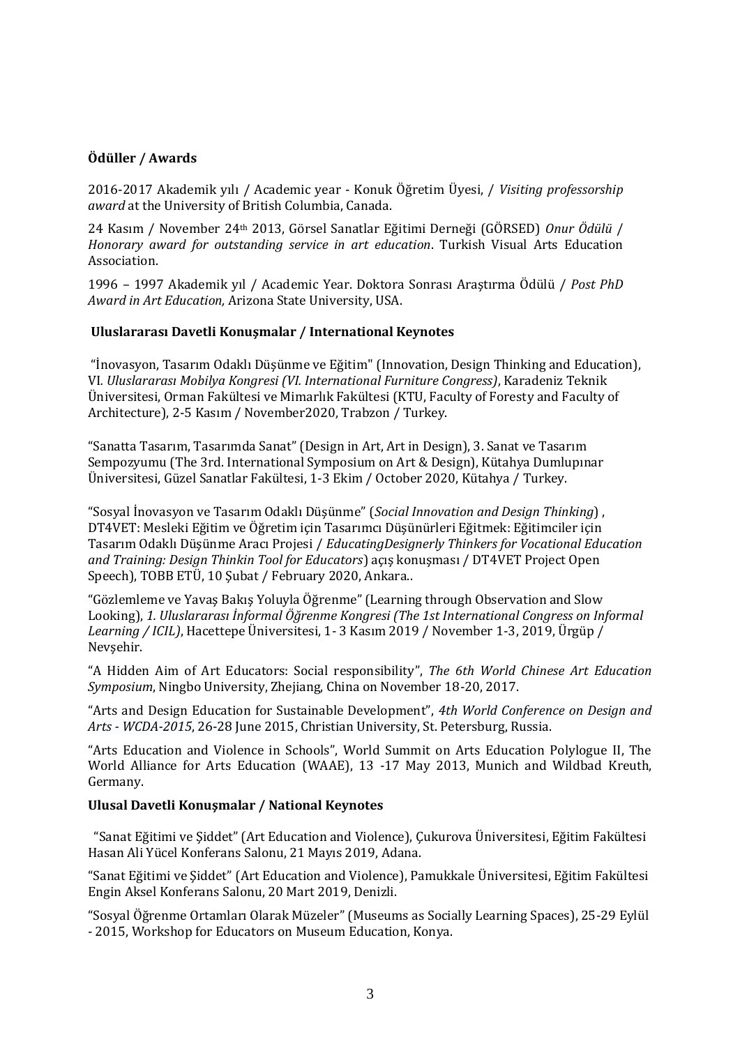**Ödüller / Awards**

2016-2017 Akademik yılı / Academic year - Konuk Öğretim Üyesi, / *Visiting professorship award* at the University of British Columbia, Canada.

24 Kasım / November 24th 2013, Görsel Sanatlar Eğitimi Derneği (GÖRSED) *Onur Ödülü* / *Honorary award for outstanding service in art education*. Turkish Visual Arts Education Association.

1996 – 1997 Akademik yıl / Academic Year. Doktora Sonrası Araştırma Ödülü / *Post PhD Award in Art Education,* Arizona State University, USA.

**Uluslararası Davetli Konuşmalar / International Keynotes**

"İnovasyon, Tasarım Odaklı Düşünme ve Eğitim" (Innovation, Design Thinking and Education), VI*. Uluslararası Mobilya Kongresi (VI. International Furniture Congress)*, Karadeniz Teknik Üniversitesi, Orman Fakültesi ve Mimarlık Fakültesi (KTU, Faculty of Foresty and Faculty of Architecture), 2-5 Kasım / November2020, Trabzon / Turkey.

"Sanatta Tasarım, Tasarımda Sanat" (Design in Art, Art in Design), 3. Sanat ve Tasarım Sempozyumu (The 3rd. International Symposium on Art & Design), Kütahya Dumlupınar Üniversitesi, Güzel Sanatlar Fakültesi, 1-3 Ekim / October 2020, Kütahya / Turkey.

"Sosyal İnovasyon ve Tasarım Odaklı Düşünme" (*Social Innovation and Design Thinking*) , DT4VET: Mesleki Eğitim ve Öğretim için Tasarımcı Düşünürleri Eğitmek: Eğitimciler için Tasarım Odaklı Düşünme Aracı Projesi / *EducatingDesignerly Thinkers for Vocational Education and Training: Design Thinkin Tool for Educators*) açış konuşması / DT4VET Project Open Speech), TOBB ETÜ, 10 Şubat / February 2020, Ankara..

"Gözlemleme ve Yavaş Bakış Yoluyla Öğrenme" (Learning through Observation and Slow Looking), *1. Uluslararası İnformal Öğrenme Kongresi (The 1st International Congress on Informal Learning / ICIL)*, Hacettepe Üniversitesi, 1- 3 Kasım 2019 / November 1-3, 2019, Ürgüp / Nevşehir.

"A Hidden Aim of Art Educators: Social responsibility", *The 6th World Chinese Art Education Symposium*, Ningbo University, Zhejiang, China on November 18-20, 2017.

"Arts and Design Education for Sustainable Development", *4th World Conference on Design and Arts - WCDA-2015*, 26-28 June 2015, Christian University, St. Petersburg, Russia.

"Arts Education and Violence in Schools", World Summit on Arts Education Polylogue II, The World Alliance for Arts Education (WAAE), 13 -17 May 2013, Munich and Wildbad Kreuth, Germany.

**Ulusal Davetli Konuşmalar / National Keynotes**

"Sanat Eğitimi ve Şiddet" (Art Education and Violence), Çukurova Üniversitesi, Eğitim Fakültesi Hasan Ali Yücel Konferans Salonu, 21 Mayıs 2019, Adana.

"Sanat Eğitimi ve Şiddet" (Art Education and Violence), Pamukkale Üniversitesi, Eğitim Fakültesi Engin Aksel Konferans Salonu, 20 Mart 2019, Denizli.

"Sosyal Öğrenme Ortamları Olarak Müzeler" (Museums as Socially Learning Spaces), 25-29 Eylül - 2015, Workshop for Educators on Museum Education, Konya.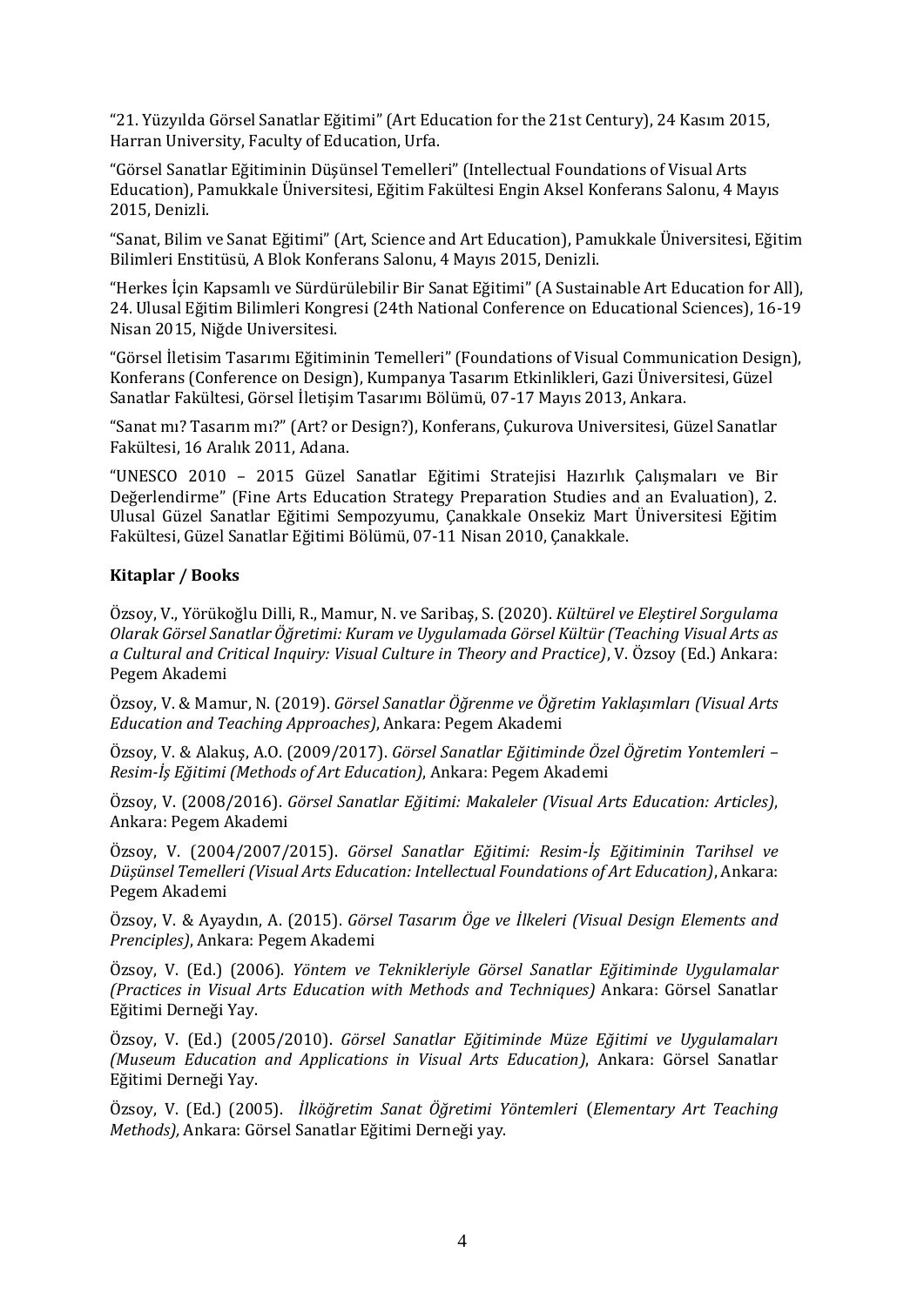"21. Yüzyılda Görsel Sanatlar Eğitimi" (Art Education for the 21st Century), 24 Kasım 2015, Harran University, Faculty of Education, Urfa.

"Görsel Sanatlar Eğitiminin Düşünsel Temelleri" (Intellectual Foundations of Visual Arts Education), Pamukkale Üniversitesi, Eğitim Fakültesi Engin Aksel Konferans Salonu, 4 Mayıs 2015, Denizli.

"Sanat, Bilim ve Sanat Eğitimi" (Art, Science and Art Education), Pamukkale Üniversitesi, Eğitim Bilimleri Enstitüsü, A Blok Konferans Salonu, 4 Mayıs 2015, Denizli.

"Herkes İçin Kapsamlı ve Sürdürülebilir Bir Sanat Eğitimi" (A Sustainable Art Education for All), 24. Ulusal Eğitim Bilimleri Kongresi (24th National Conference on Educational Sciences), 16-19 Nisan 2015, Niğde Universitesi.

"Görsel İletisim Tasarımı Eğitiminin Temelleri" (Foundations of Visual Communication Design), Konferans (Conference on Design), Kumpanya Tasarım Etkinlikleri, Gazi Üniversitesi, Güzel Sanatlar Fakültesi, Görsel İletişim Tasarımı Bölümü, 07-17 Mayıs 2013, Ankara.

"Sanat mı? Tasarım mı?" (Art? or Design?), Konferans, Çukurova Universitesi, Güzel Sanatlar Fakültesi, 16 Aralık 2011, Adana.

"UNESCO 2010 – 2015 Güzel Sanatlar Eğitimi Stratejisi Hazırlık Çalışmaları ve Bir Değerlendirme" (Fine Arts Education Strategy Preparation Studies and an Evaluation), 2. Ulusal Güzel Sanatlar Eğitimi Sempozyumu, Çanakkale Onsekiz Mart Üniversitesi Eğitim Fakültesi, Güzel Sanatlar Eğitimi Bölümü, 07-11 Nisan 2010, Çanakkale.

**Kitaplar / Books**

Özsoy, V., Yörükoğlu Dilli, R., Mamur, N. ve Saribaş, S. (2020). *Kültürel ve Eleştirel Sorgulama Olarak Görsel Sanatlar Öğretimi: Kuram ve Uygulamada Görsel Kültür (Teaching Visual Arts as a Cultural and Critical Inquiry: Visual Culture in Theory and Practice)*, V. Özsoy (Ed.) Ankara: Pegem Akademi

Özsoy, V. & Mamur, N. (2019). *Görsel Sanatlar Öğrenme ve Öğretim Yaklaşımları (Visual Arts Education and Teaching Approaches)*, Ankara: Pegem Akademi

Özsoy, V. & Alakuş, A.O. (2009/2017). *Görsel Sanatlar Eğitiminde Özel Öğretim Yontemleri – Resim-İş Eğitimi (Methods of Art Education)*, Ankara: Pegem Akademi

Özsoy, V. (2008/2016). *Görsel Sanatlar Eğitimi: Makaleler (Visual Arts Education: Articles)*, Ankara: Pegem Akademi

Özsoy, V. (2004/2007/2015). *Görsel Sanatlar Eğitimi: Resim-İş Eğitiminin Tarihsel ve Düşünsel Temelleri (Visual Arts Education: Intellectual Foundations of Art Education)*, Ankara: Pegem Akademi

Özsoy, V. & Ayaydın, A. (2015). *Görsel Tasarım Öge ve İlkeleri (Visual Design Elements and Prenciples)*, Ankara: Pegem Akademi

Özsoy, V. (Ed.) (2006). *Yöntem ve Teknikleriyle Görsel Sanatlar Eğitiminde Uygulamalar (Practices in Visual Arts Education with Methods and Techniques)* Ankara: Görsel Sanatlar Eğitimi Derneği Yay.

Özsoy, V. (Ed.) (2005/2010). *Görsel Sanatlar Eğitiminde Müze Eğitimi ve Uygulamaları (Museum Education and Applications in Visual Arts Education)*, Ankara: Görsel Sanatlar Eğitimi Derneği Yay.

Özsoy, V. (Ed.) (2005). *İlköğretim Sanat Öğretimi Yöntemleri* (*Elementary Art Teaching Methods),* Ankara: Görsel Sanatlar Eğitimi Derneği yay.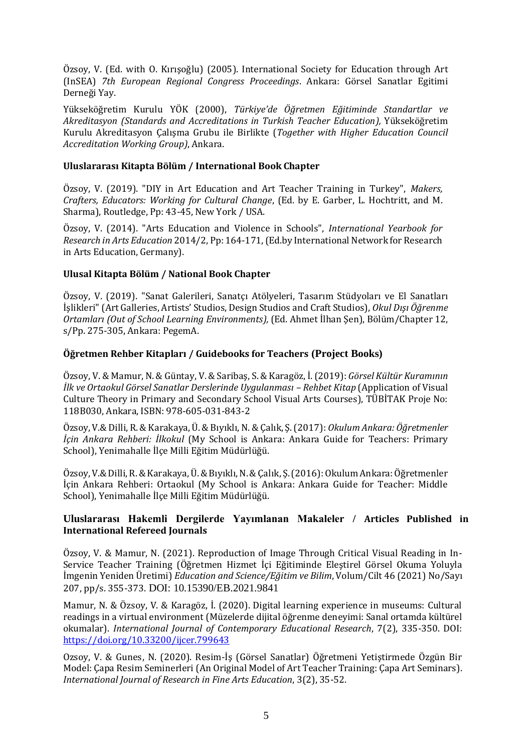Özsoy, V. (Ed. with O. Kırışoğlu) (2005). International Society for Education through Art (InSEA) *7th European Regional Congress Proceedings*. Ankara: Görsel Sanatlar Egitimi Derneği Yay.

Yükseköğretim Kurulu YÖK (2000), *Türkiye'de Öğretmen Eğitiminde Standartlar ve Akreditasyon (Standards and Accreditations in Turkish Teacher Education),* Yükseköğretim Kurulu Akreditasyon Çalışma Grubu ile Birlikte (*Together with Higher Education Council Accreditation Working Group)*, Ankara.

### Uluslararası Kitapta Bölüm / International Book Chapter

Özsoy, V. (2019). "DIY in Art Education and Art Teacher Training in Turkey", *Makers, Crafters, Educators: Working for Cultural Change*, (Ed. by E. Garber, L. Hochtritt, and M. Sharma), Routledge, Pp: 43-45, New York / USA.

Özsoy, V. (2014). "Arts Education and Violence in Schools", *International Yearbook for Research in Arts Education* 2014/2, Pp: 164-171, (Ed.by International Network for Research in Arts Education, Germany).

### Ulusal Kitapta Bölüm / National Book Chapter

Özsoy, V. (2019). "Sanat Galerileri, Sanatçı Atölyeleri, Tasarım Stüdyoları ve El Sanatları İşlikleri" (Art Galleries, Artists' Studios, Design Studios and Craft Studios), *Okul Dışı Öğrenme Ortamları (Out of School Learning Environments),* (Ed. Ahmet İlhan Şen), Bölüm/Chapter 12, s/Pp. 275-305, Ankara: PegemA.

### Öğretmen Rehber Kitapları / Guidebooks for Teachers (Project Books)

Özsoy, V. & Mamur, N. & Güntay, V. & Saribaş, S. & Karagöz, İ. (2019): *Görsel Kültür Kuramının İlk ve Ortaokul Görsel Sanatlar Derslerinde Uygulanması – Rehbet Kitap* (Application of Visual Culture Theory in Primary and Secondary School Visual Arts Courses), TÜBİTAK Proje No: 118B030, Ankara, ISBN: 978-605-031-843-2

Özsoy, V.& Dilli, R. & Karakaya, Ü. & Bıyıklı, N. & Çalık, Ş. (2017): *Okulum Ankara: Öğretmenler İçin Ankara Rehberi: İlkokul* (My School is Ankara: Ankara Guide for Teachers: Primary School), Yenimahalle İlçe Milli Eğitim Müdürlüğü.

Özsoy, V.& Dilli, R. & Karakaya, Ü. & Bıyıklı, N. & Çalık, Ş. (2016): Okulum Ankara: Öğretmenler İçin Ankara Rehberi: Ortaokul (My School is Ankara: Ankara Guide for Teacher: Middle School), Yenimahalle İlçe Milli Eğitim Müdürlüğü.

### Uluslararası Hakemli Dergilerde Yayımlanan Makaleler / Articles Published in International Refereed Journals

Özsoy, V. & Mamur, N. (2021). Reproduction of Image Through Critical Visual Reading in In-Service Teacher Training (Öğretmen Hizmet İçi Eğitiminde Eleştirel Görsel Okuma Yoluyla İmgenin Yeniden Üretimi) *Education and Science/Eğitim ve Bilim*, Volum/Cilt 46 (2021) No/Sayı 207, pp/s. 355-373. DOI: 10.15390/EB.2021.9841

Mamur, N. & Özsoy, V. & Karagöz, İ. (2020). Digital learning experience in museums: Cultural readings in a virtual environment (Müzelerde dijital öğrenme deneyimi: Sanal ortamda kültürel okumalar). *International Journal of Contemporary Educational Research*, 7(2), 335-350. DOI: https://doi.org/10.33200/ijcer.799643

Ozsoy, V. & Gunes, N. (2020). Resim-İş (Görsel Sanatlar) Öğretmeni Yetiştirmede Özgün Bir Model: Çapa Resim Seminerleri (An Original Model of Art Teacher Training: Çapa Art Seminars). *International Journal of Research in Fine Arts Education*, 3(2), 35-52.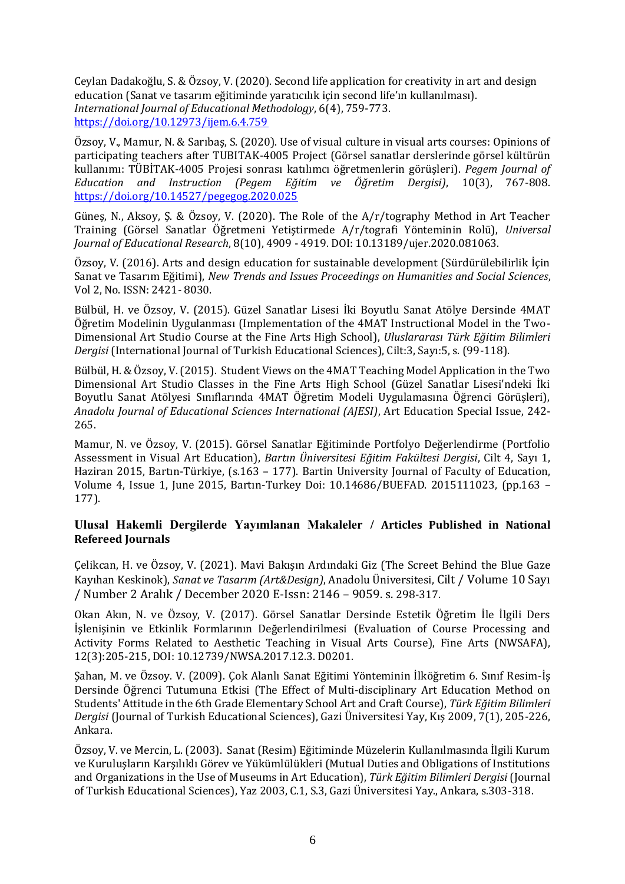Ceylan Dadakoğlu, S. & Özsoy, V. (2020). Second life application for creativity in art and design education (Sanat ve tasarım eğitiminde yaratıcılık için second life'ın kullanılması). *International Journal of Educational Methodology*, 6(4), 759-773. https://doi.org/10.12973/ijem.6.4.759

Özsoy, V., Mamur, N. & Sarıbaş, S. (2020). Use of visual culture in visual arts courses: Opinions of participating teachers after TUBITAK-4005 Project (Görsel sanatlar derslerinde görsel kültürün kullanımı: TÜBİTAK-4005 Projesi sonrası katılımcı öğretmenlerin görüşleri). *Pegem Journal of Education and Instruction (Pegem Eğitim ve Öğretim Dergisi)*, 10(3), 767-808. https://doi.org/10.14527/pegegog.2020.025

Güneş, N., Aksoy, Ş. & Özsoy, V. (2020). The Role of the A/r/tography Method in Art Teacher Training (Görsel Sanatlar Öğretmeni Yetiştirmede A/r/tografi Yönteminin Rolü), *Universal Journal of Educational Research*, 8(10), 4909 - 4919. DOI: 10.13189/ujer.2020.081063.

Özsoy, V. (2016). Arts and design education for sustainable development (Sürdürülebilirlik İçin Sanat ve Tasarım Eğitimi), *New Trends and Issues Proceedings on Humanities and Social Sciences*, Vol 2, No. ISSN: 2421- 8030.

Bülbül, H. ve Özsoy, V. (2015). Güzel Sanatlar Lisesi İki Boyutlu Sanat Atölye Dersinde 4MAT Öğretim Modelinin Uygulanması (Implementation of the 4MAT Instructional Model in the Two-Dimensional Art Studio Course at the Fine Arts High School), *Uluslararası Türk Eğitim Bilimleri Dergisi* (International Journal of Turkish Educational Sciences), Cilt:3, Sayı:5, s. (99-118).

Bülbül, H. & Özsoy, V. (2015). Student Views on the 4MAT Teaching Model Application in the Two Dimensional Art Studio Classes in the Fine Arts High School (Güzel Sanatlar Lisesi'ndeki İki Boyutlu Sanat Atölyesi Sınıflarında 4MAT Öğretim Modeli Uygulamasına Öğrenci Görüşleri), *Anadolu Journal of Educational Sciences International (AJESI)*, Art Education Special Issue, 242-265.

Mamur, N. ve Özsoy, V. (2015). Görsel Sanatlar Eğitiminde Portfolyo Değerlendirme (Portfolio Assessment in Visual Art Education), *Bartın Üniversitesi Eğitim Fakültesi Dergisi*, Cilt 4, Sayı 1, Haziran 2015, Bartın-Türkiye, (s.163 – 177). Bartin University Journal of Faculty of Education, Volume 4, Issue 1, June 2015, Bartın-Turkey Doi: 10.14686/BUEFAD. 2015111023, (pp.163 – 177).

## Ulusal Hakemli Dergilerde Yayımlanan Makaleler / Articles Published in National Refereed Journals

Çelikcan, H. ve Özsoy, V. (2021). Mavi Bakışın Ardındaki Giz (The Screet Behind the Blue Gaze Kayıhan Keskinok), *Sanat ve Tasarım (Art&Design)*, Anadolu Üniversitesi, Cilt / Volume 10 Sayı / Number 2 Aralık / December 2020 E-Issn: 2146 – 9059. s. 298-317.

Okan Akın, N. ve Özsoy, V. (2017). Görsel Sanatlar Dersinde Estetik Öğretim İle İlgili Ders İşlenişinin ve Etkinlik Formlarının Değerlendirilmesi (Evaluation of Course Processing and Activity Forms Related to Aesthetic Teaching in Visual Arts Course), Fine Arts (NWSAFA), 12(3):205-215, DOI: 10.12739/NWSA.2017.12.3. D0201.

Şahan, M. ve Özsoy. V. (2009). Çok Alanlı Sanat Eğitimi Yönteminin İlköğretim 6. Sınıf Resim-İş Dersinde Öğrenci Tutumuna Etkisi (The Effect of Multi-disciplinary Art Education Method on Students' Attitude in the 6th Grade Elementary School Art and Craft Course), *Türk Eğitim Bilimleri Dergisi* (Journal of Turkish Educational Sciences), Gazi Üniversitesi Yay, Kış 2009, 7(1), 205-226, Ankara.

Özsoy, V. ve Mercin, L. (2003). Sanat (Resim) Eğitiminde Müzelerin Kullanılmasında İlgili Kurum ve Kuruluşların Karşılıklı Görev ve Yükümlülükleri (Mutual Duties and Obligations of Institutions and Organizations in the Use of Museums in Art Education), *Türk Eğitim Bilimleri Dergisi* (Journal of Turkish Educational Sciences), Yaz 2003, C.1, S.3, Gazi Üniversitesi Yay., Ankara, s.303-318.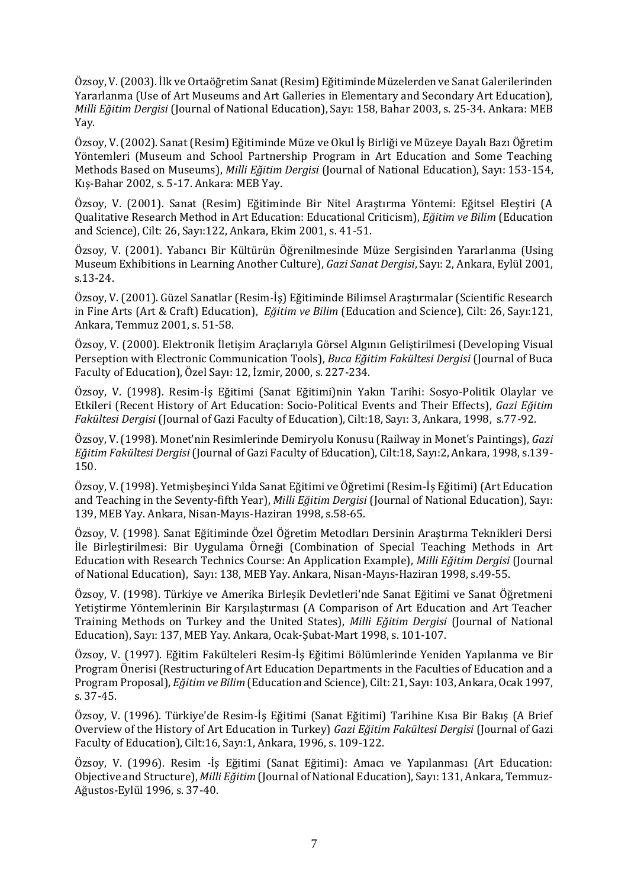Özsoy, V. (2003). İlk ve Ortaöğretim Sanat (Resim) Eğitiminde Müzelerden ve Sanat Galerilerinden Yararlanma (Use of Art Museums and Art Galleries in Elementary and Secondary Art Education), *Milli Eğitim Dergisi* (Journal of National Education), Sayı: 158, Bahar 2003, s. 25-34. Ankara: MEB Yay.

Özsoy, V. (2002). Sanat (Resim) Eğitiminde Müze ve Okul İş Birliği ve Müzeye Dayalı Bazı Öğretim Yöntemleri (Museum and School Partnership Program in Art Education and Some Teaching Methods Based on Museums), *Milli Eğitim Dergisi* (Journal of National Education), Sayı: 153-154, Kış-Bahar 2002, s. 5-17. Ankara: MEB Yay.

Özsoy, V. (2001). Sanat (Resim) Eğitiminde Bir Nitel Araştırma Yöntemi: Eğitsel Eleştiri (A Qualitative Research Method in Art Education: Educational Criticism), *Eğitim ve Bilim* (Education and Science), Cilt: 26, Sayı:122, Ankara, Ekim 2001, s. 41-51.

Özsoy, V. (2001). Yabancı Bir Kültürün Öğrenilmesinde Müze Sergisinden Yararlanma (Using Museum Exhibitions in Learning Another Culture), *Gazi Sanat Dergisi*, Sayı: 2, Ankara, Eylül 2001, s.13-24.

Özsoy, V. (2001). Güzel Sanatlar (Resim-İş) Eğitiminde Bilimsel Araştırmalar (Scientific Research in Fine Arts (Art & Craft) Education), *Eğitim ve Bilim* (Education and Science), Cilt: 26, Sayı:121, Ankara, Temmuz 2001, s. 51-58.

Özsoy, V. (2000). Elektronik İletişim Araçlarıyla Görsel Algının Geliştirilmesi (Developing Visual Perseption with Electronic Communication Tools), *Buca Eğitim Fakültesi Dergisi* (Journal of Buca Faculty of Education), Özel Sayı: 12, İzmir, 2000, s. 227-234.

Özsoy, V. (1998). Resim-İş Eğitimi (Sanat Eğitimi)nin Yakın Tarihi: Sosyo-Politik Olaylar ve Etkileri (Recent History of Art Education: Socio-Political Events and Their Effects), *Gazi Eğitim Fakültesi Dergisi* (Journal of Gazi Faculty of Education), Cilt:18, Sayı: 3, Ankara, 1998, s.77-92.

Özsoy, V. (1998). Monet'nin Resimlerinde Demiryolu Konusu (Railway in Monet's Paintings), *Gazi Eğitim Fakültesi Dergisi* (Journal of Gazi Faculty of Education), Cilt:18, Sayı:2, Ankara, 1998, s.139-150.

Özsoy, V. (1998). Yetmişbeşinci Yılda Sanat Eğitimi ve Öğretimi (Resim-İş Eğitimi) (Art Education and Teaching in the Seventy-fifth Year), *Milli Eğitim Dergisi* (Journal of National Education), Sayı: 139, MEB Yay. Ankara, Nisan-Mayıs-Haziran 1998, s.58-65.

Özsoy, V. (1998). Sanat Eğitiminde Özel Öğretim Metodları Dersinin Araştırma Teknikleri Dersi İle Birleştirilmesi: Bir Uygulama Örneği (Combination of Special Teaching Methods in Art Education with Research Technics Course: An Application Example), *Milli Eğitim Dergisi* (Journal of National Education), Sayı: 138, MEB Yay. Ankara, Nisan-Mayıs-Haziran 1998, s.49-55.

Özsoy, V. (1998). Türkiye ve Amerika Birleşik Devletleri'nde Sanat Eğitimi ve Sanat Öğretmeni Yetiştirme Yöntemlerinin Bir Karşılaştırması (A Comparison of Art Education and Art Teacher Training Methods on Turkey and the United States), *Milli Eğitim Dergisi* (Journal of National Education), Sayı: 137, MEB Yay. Ankara, Ocak-Şubat-Mart 1998, s. 101-107.

Özsoy, V. (1997). Eğitim Fakülteleri Resim-İş Eğitimi Bölümlerinde Yeniden Yapılanma ve Bir Program Önerisi (Restructuring of Art Education Departments in the Faculties of Education and a Program Proposal), *Eğitim ve Bilim* (Education and Science), Cilt: 21, Sayı: 103, Ankara, Ocak 1997, s. 37-45.

Özsoy, V. (1996). Türkiye'de Resim-İş Eğitimi (Sanat Eğitimi) Tarihine Kısa Bir Bakış (A Brief Overview of the History of Art Education in Turkey) *Gazi Eğitim Fakültesi Dergisi* (Journal of Gazi Faculty of Education), Cilt:16, Sayı:1, Ankara, 1996, s. 109-122.

Özsoy, V. (1996). Resim -İş Eğitimi (Sanat Eğitimi): Amacı ve Yapılanması (Art Education: Objective and Structure), *Milli Eğitim* (Journal of National Education), Sayı: 131, Ankara, Temmuz-Ağustos-Eylül 1996, s. 37-40.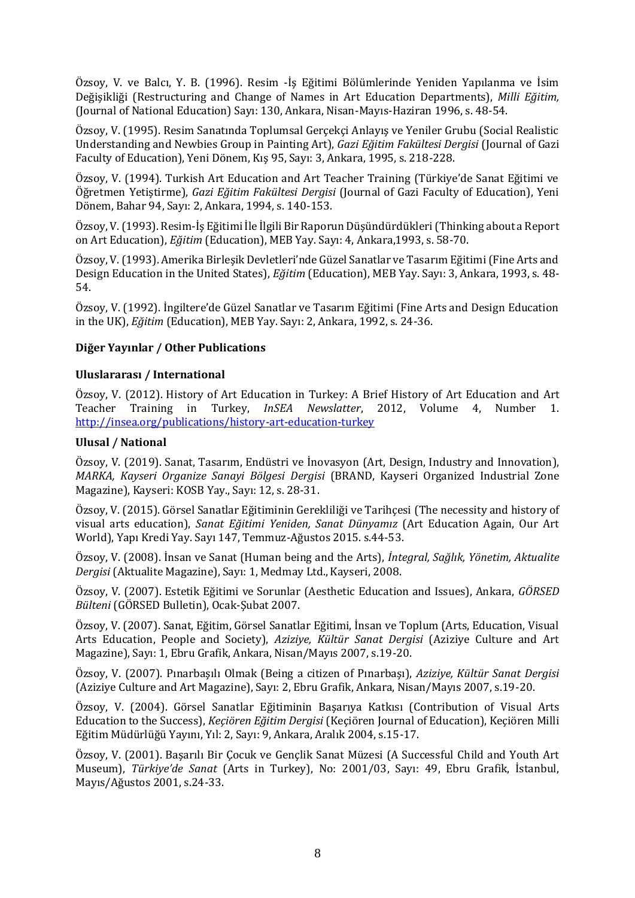Özsoy, V. ve Balcı, Y. B. (1996). Resim -İş Eğitimi Bölümlerinde Yeniden Yapılanma ve İsim Değişikliği (Restructuring and Change of Names in Art Education Departments), *Milli Eğitim,* (Journal of National Education) Sayı: 130, Ankara, Nisan-Mayıs-Haziran 1996, s. 48-54.

Özsoy, V. (1995). Resim Sanatında Toplumsal Gerçekçi Anlayış ve Yeniler Grubu (Social Realistic Understanding and Newbies Group in Painting Art), *Gazi Eğitim Fakültesi Dergisi* (Journal of Gazi Faculty of Education), Yeni Dönem, Kış 95, Sayı: 3, Ankara, 1995, s. 218-228.

Özsoy, V. (1994). Turkish Art Education and Art Teacher Training (Türkiye'de Sanat Eğitimi ve Öğretmen Yetiştirme), *Gazi Eğitim Fakültesi Dergisi* (Journal of Gazi Faculty of Education), Yeni Dönem, Bahar 94, Sayı: 2, Ankara, 1994, s. 140-153.

Özsoy, V. (1993). Resim-İş Eğitimi İle İlgili Bir Raporun Düşündürdükleri (Thinking about a Report on Art Education), *Eğitim* (Education), MEB Yay. Sayı: 4, Ankara,1993, s. 58-70.

Özsoy, V. (1993). Amerika Birleşik Devletleri'nde Güzel Sanatlar ve Tasarım Eğitimi (Fine Arts and Design Education in the United States), *Eğitim* (Education), MEB Yay. Sayı: 3, Ankara, 1993, s. 48-54.

Özsoy, V. (1992). İngiltere'de Güzel Sanatlar ve Tasarım Eğitimi (Fine Arts and Design Education in the UK), *Eğitim* (Education), MEB Yay. Sayı: 2, Ankara, 1992, s. 24-36.

### Diğer Yayınlar / Other Publications

#### Uluslararası / International

Özsoy, V. (2012). History of Art Education in Turkey: A Brief History of Art Education and Art Teacher Training in Turkey, *InSEA Newslatter*, 2012, Volume 4, Number 1. http://insea.org/publications/history-art-education-turkey

#### Ulusal / National

Özsoy, V. (2019). Sanat, Tasarım, Endüstri ve İnovasyon (Art, Design, Industry and Innovation), *MARKA, Kayseri Organize Sanayi Bölgesi Dergisi* (BRAND, Kayseri Organized Industrial Zone Magazine), Kayseri: KOSB Yay., Sayı: 12, s. 28-31.

Özsoy, V. (2015). Görsel Sanatlar Eğitiminin Gerekliliği ve Tarihçesi (The necessity and history of visual arts education), *Sanat Eğitimi Yeniden, Sanat Dünyamız* (Art Education Again, Our Art World), Yapı Kredi Yay. Sayı 147, Temmuz-Ağustos 2015. s.44-53.

Özsoy, V. (2008). İnsan ve Sanat (Human being and the Arts), *İntegral, Sağlık, Yönetim, Aktualite Dergisi* (Aktualite Magazine), Sayı: 1, Medmay Ltd., Kayseri, 2008.

Özsoy, V. (2007). Estetik Eğitimi ve Sorunlar (Aesthetic Education and Issues), Ankara, *GÖRSED Bülteni* (GÖRSED Bulletin), Ocak-Şubat 2007.

Özsoy, V. (2007). Sanat, Eğitim, Görsel Sanatlar Eğitimi, İnsan ve Toplum (Arts, Education, Visual Arts Education, People and Society), *Aziziye, Kültür Sanat Dergisi* (Aziziye Culture and Art Magazine), Sayı: 1, Ebru Grafik, Ankara, Nisan/Mayıs 2007, s.19-20.

Özsoy, V. (2007). Pınarbaşılı Olmak (Being a citizen of Pınarbaşı), *Aziziye, Kültür Sanat Dergisi* (Aziziye Culture and Art Magazine), Sayı: 2, Ebru Grafik, Ankara, Nisan/Mayıs 2007, s.19-20.

Özsoy, V. (2004). Görsel Sanatlar Eğitiminin Başarıya Katkısı (Contribution of Visual Arts Education to the Success), *Keçiören Eğitim Dergisi* (Keçiören Journal of Education), Keçiören Milli Eğitim Müdürlüğü Yayını, Yıl: 2, Sayı: 9, Ankara, Aralık 2004, s.15-17.

Özsoy, V. (2001). Başarılı Bir Çocuk ve Gençlik Sanat Müzesi (A Successful Child and Youth Art Museum), *Türkiye'de Sanat* (Arts in Turkey), No: 2001/03, Sayı: 49, Ebru Grafik, İstanbul, Mayıs/Ağustos 2001, s.24-33.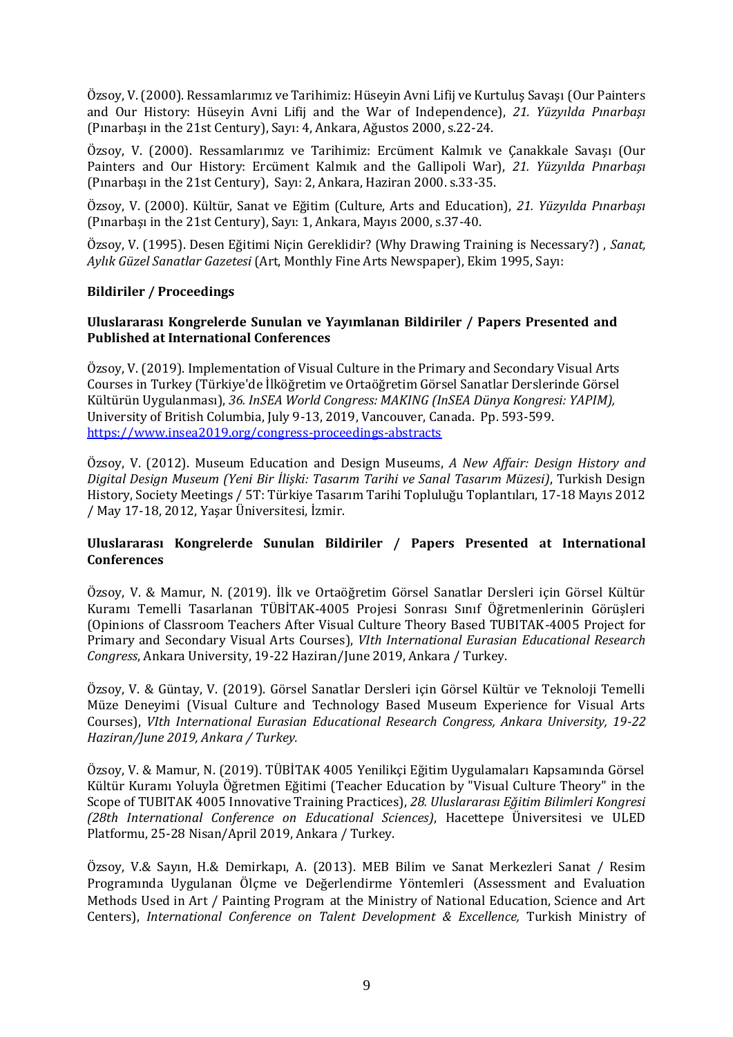Özsoy, V. (2000). Ressamlarımız ve Tarihimiz: Hüseyin Avni Lifij ve Kurtuluş Savaşı (Our Painters and Our History: Hüseyin Avni Lifij and the War of Independence), *21. Yüzyılda Pınarbaşı* (Pınarbaşı in the 21st Century), Sayı: 4, Ankara, Ağustos 2000, s.22-24.

Özsoy, V. (2000). Ressamlarımız ve Tarihimiz: Ercüment Kalmık ve Çanakkale Savaşı (Our Painters and Our History: Ercüment Kalmık and the Gallipoli War), *21. Yüzyılda Pınarbaşı* (Pınarbaşı in the 21st Century), Sayı: 2, Ankara, Haziran 2000. s.33-35.

Özsoy, V. (2000). Kültür, Sanat ve Eğitim (Culture, Arts and Education), *21. Yüzyılda Pınarbaşı* (Pınarbaşı in the 21st Century), Sayı: 1, Ankara, Mayıs 2000, s.37-40.

Özsoy, V. (1995). Desen Eğitimi Niçin Gereklidir? (Why Drawing Training is Necessary?) , *Sanat, Aylık Güzel Sanatlar Gazetesi* (Art, Monthly Fine Arts Newspaper), Ekim 1995, Sayı:

**Bildiriler / Proceedings**

**Uluslararası Kongrelerde Sunulan ve Yayımlanan Bildiriler / Papers Presented and Published at International Conferences**

Özsoy, V. (2019). Implementation of Visual Culture in the Primary and Secondary Visual Arts Courses in Turkey (Türkiye'de İlköğretim ve Ortaöğretim Görsel Sanatlar Derslerinde Görsel Kültürün Uygulanması), *36. InSEA World Congress: MAKING (InSEA Dünya Kongresi: YAPIM),* University of British Columbia, July 9-13, 2019, Vancouver, Canada. Pp. 593-599. https://www.insea2019.org/congress-proceedings-abstracts

Özsoy, V. (2012). Museum Education and Design Museums, *A New Affair: Design History and Digital Design Museum (Yeni Bir İlişki: Tasarım Tarihi ve Sanal Tasarım Müzesi)*, Turkish Design History, Society Meetings / 5T: Türkiye Tasarım Tarihi Topluluğu Toplantıları, 17-18 Mayıs 2012 / May 17-18, 2012, Yaşar Üniversitesi, İzmir.

**Uluslararası Kongrelerde Sunulan Bildiriler / Papers Presented at International Conferences**

Özsoy, V. & Mamur, N. (2019). İlk ve Ortaöğretim Görsel Sanatlar Dersleri için Görsel Kültür Kuramı Temelli Tasarlanan TÜBİTAK-4005 Projesi Sonrası Sınıf Öğretmenlerinin Görüşleri (Opinions of Classroom Teachers After Visual Culture Theory Based TUBITAK-4005 Project for Primary and Secondary Visual Arts Courses), *VIth International Eurasian Educational Research Congress*, Ankara University, 19-22 Haziran/June 2019, Ankara / Turkey.

Özsoy, V. & Güntay, V. (2019). Görsel Sanatlar Dersleri için Görsel Kültür ve Teknoloji Temelli Müze Deneyimi (Visual Culture and Technology Based Museum Experience for Visual Arts Courses), *VIth International Eurasian Educational Research Congress, Ankara University, 19-22 Haziran/June 2019, Ankara / Turkey.*

Özsoy, V. & Mamur, N. (2019). TÜBİTAK 4005 Yenilikçi Eğitim Uygulamaları Kapsamında Görsel Kültür Kuramı Yoluyla Öğretmen Eğitimi (Teacher Education by "Visual Culture Theory" in the Scope of TUBITAK 4005 Innovative Training Practices), *28. Uluslararası Eğitim Bilimleri Kongresi (28th International Conference on Educational Sciences)*, Hacettepe Üniversitesi ve ULED Platformu, 25-28 Nisan/April 2019, Ankara / Turkey.

Özsoy, V.& Sayın, H.& Demirkapı, A. (2013). MEB Bilim ve Sanat Merkezleri Sanat / Resim Programında Uygulanan Ölçme ve Değerlendirme Yöntemleri (Assessment and Evaluation Methods Used in Art / Painting Program at the Ministry of National Education, Science and Art Centers), *International Conference on Talent Development & Excellence,* Turkish Ministry of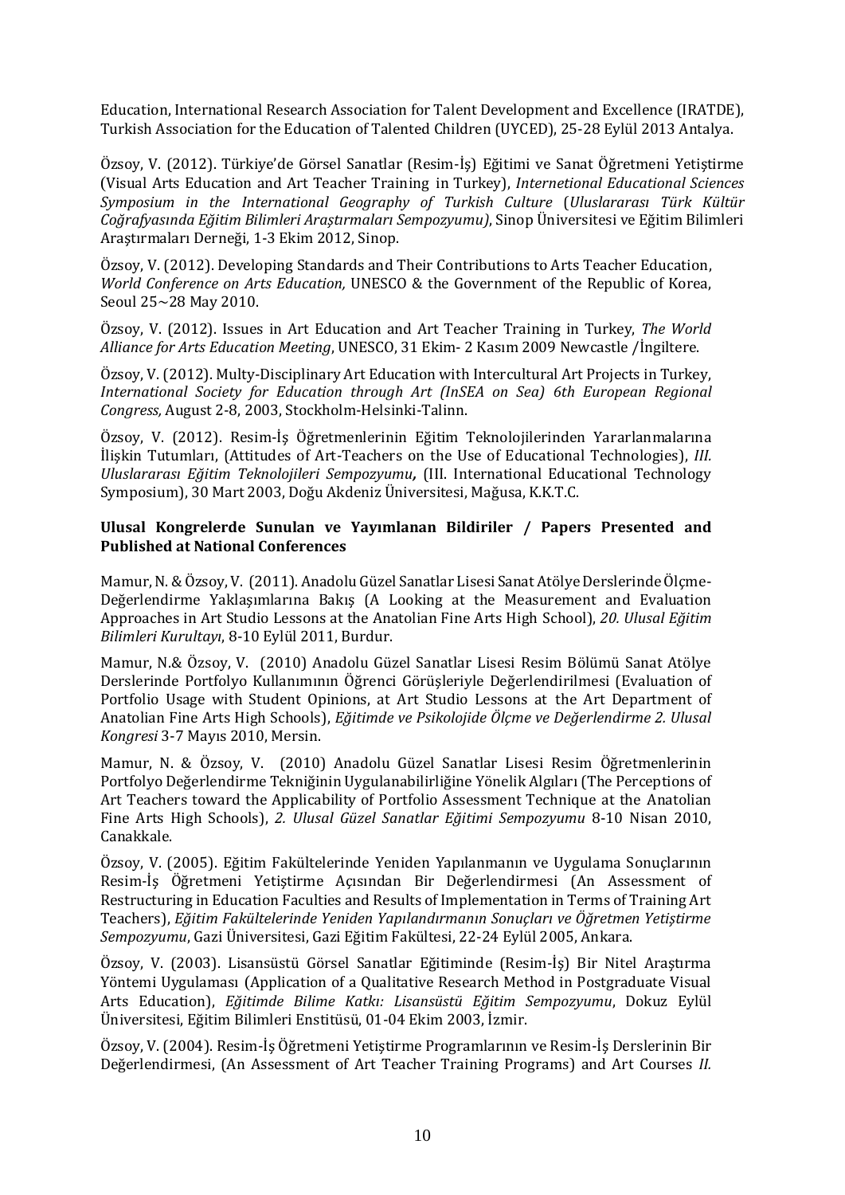Education, International Research Association for Talent Development and Excellence (IRATDE), Turkish Association for the Education of Talented Children (UYCED), 25-28 Eylül 2013 Antalya.

Özsoy, V. (2012). Türkiye'de Görsel Sanatlar (Resim-İş) Eğitimi ve Sanat Öğretmeni Yetiştirme (Visual Arts Education and Art Teacher Training in Turkey), *Internetional Educational Sciences Symposium in the International Geography of Turkish Culture* (*Uluslararası Türk Kültür Coğrafyasında Eğitim Bilimleri Araştırmaları Sempozyumu)*, Sinop Üniversitesi ve Eğitim Bilimleri Araştırmaları Derneği, 1-3 Ekim 2012, Sinop.

Özsoy, V. (2012). Developing Standards and Their Contributions to Arts Teacher Education, *World Conference on Arts Education,* UNESCO & the Government of the Republic of Korea, Seoul 25~28 May 2010.

Özsoy, V. (2012). Issues in Art Education and Art Teacher Training in Turkey, *The World Alliance for Arts Education Meeting*, UNESCO, 31 Ekim- 2 Kasım 2009 Newcastle /İngiltere.

Özsoy, V. (2012). Multy-Disciplinary Art Education with Intercultural Art Projects in Turkey, *International Society for Education through Art (InSEA on Sea) 6th European Regional Congress,* August 2-8, 2003, Stockholm-Helsinki-Talinn.

Özsoy, V. (2012). Resim-İş Öğretmenlerinin Eğitim Teknolojilerinden Yararlanmalarına İlişkin Tutumları, (Attitudes of Art-Teachers on the Use of Educational Technologies), *III. Uluslararası Eğitim Teknolojileri Sempozyumu***,** (III. International Educational Technology Symposium), 30 Mart 2003, Doğu Akdeniz Üniversitesi, Mağusa, K.K.T.C.

**Ulusal Kongrelerde Sunulan ve Yayımlanan Bildiriler / Papers Presented and Published at National Conferences**

Mamur, N. & Özsoy, V. (2011). Anadolu Güzel Sanatlar Lisesi Sanat Atölye Derslerinde Ölçme-Değerlendirme Yaklaşımlarına Bakış (A Looking at the Measurement and Evaluation Approaches in Art Studio Lessons at the Anatolian Fine Arts High School), *20. Ulusal Eğitim Bilimleri Kurultayı*, 8-10 Eylül 2011, Burdur.

Mamur, N.& Özsoy, V. (2010) Anadolu Güzel Sanatlar Lisesi Resim Bölümü Sanat Atölye Derslerinde Portfolyo Kullanımının Öğrenci Görüşleriyle Değerlendirilmesi (Evaluation of Portfolio Usage with Student Opinions, at Art Studio Lessons at the Art Department of Anatolian Fine Arts High Schools), *Eğitimde ve Psikolojide Ölçme ve Değerlendirme 2. Ulusal Kongresi* 3-7 Mayıs 2010, Mersin.

Mamur, N. & Özsoy, V. (2010) Anadolu Güzel Sanatlar Lisesi Resim Öğretmenlerinin Portfolyo Değerlendirme Tekniğinin Uygulanabilirliğine Yönelik Algıları (The Perceptions of Art Teachers toward the Applicability of Portfolio Assessment Technique at the Anatolian Fine Arts High Schools), *2. Ulusal Güzel Sanatlar Eğitimi Sempozyumu* 8-10 Nisan 2010, Canakkale.

Özsoy, V. (2005). Eğitim Fakültelerinde Yeniden Yapılanmanın ve Uygulama Sonuçlarının Resim-İş Öğretmeni Yetiştirme Açısından Bir Değerlendirmesi (An Assessment of Restructuring in Education Faculties and Results of Implementation in Terms of Training Art Teachers), *Eğitim Fakültelerinde Yeniden Yapılandırmanın Sonuçları ve Öğretmen Yetiştirme Sempozyumu*, Gazi Üniversitesi, Gazi Eğitim Fakültesi, 22-24 Eylül 2005, Ankara.

Özsoy, V. (2003). Lisansüstü Görsel Sanatlar Eğitiminde (Resim-İş) Bir Nitel Araştırma Yöntemi Uygulaması (Application of a Qualitative Research Method in Postgraduate Visual Arts Education), *Eğitimde Bilime Katkı: Lisansüstü Eğitim Sempozyumu*, Dokuz Eylül Üniversitesi, Eğitim Bilimleri Enstitüsü, 01-04 Ekim 2003, İzmir.

Özsoy, V. (2004). Resim-İş Öğretmeni Yetiştirme Programlarının ve Resim-İş Derslerinin Bir Değerlendirmesi, (An Assessment of Art Teacher Training Programs) and Art Courses *II.*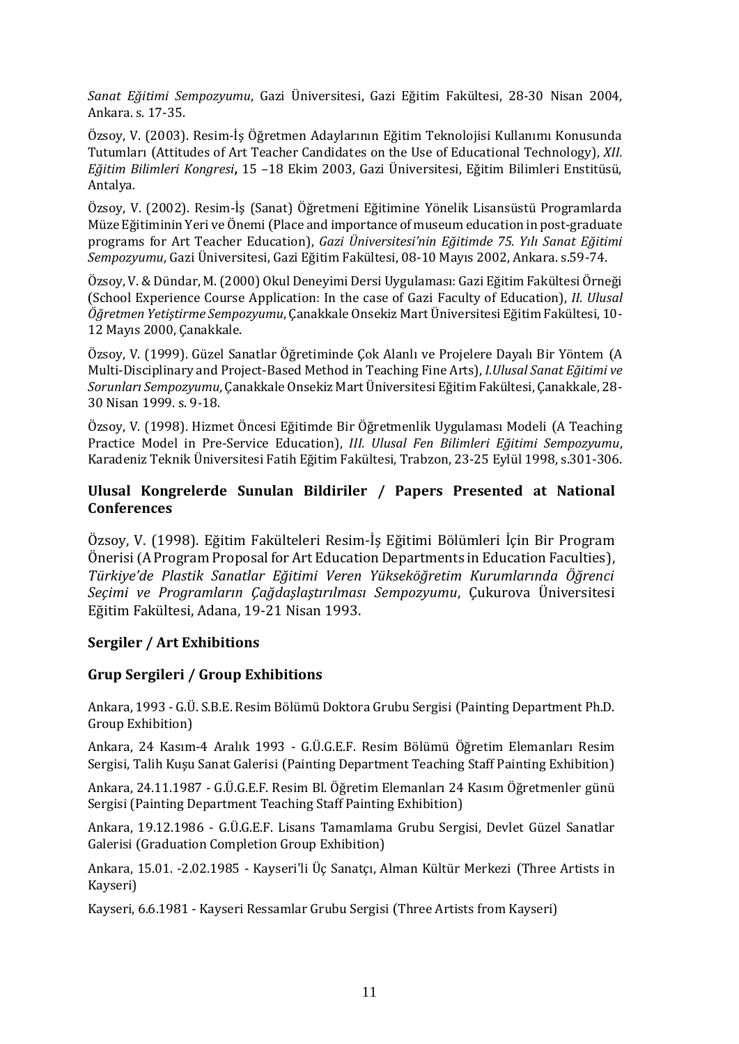*Sanat Eğitimi Sempozyumu*, Gazi Üniversitesi, Gazi Eğitim Fakültesi, 28-30 Nisan 2004, Ankara. s. 17-35.

Özsoy, V. (2003). Resim-İş Öğretmen Adaylarının Eğitim Teknolojisi Kullanımı Konusunda Tutumları (Attitudes of Art Teacher Candidates on the Use of Educational Technology), *XII. Eğitim Bilimleri Kongresi***,** 15 –18 Ekim 2003, Gazi Üniversitesi, Eğitim Bilimleri Enstitüsü, Antalya.

Özsoy, V. (2002). Resim-İş (Sanat) Öğretmeni Eğitimine Yönelik Lisansüstü Programlarda Müze Eğitiminin Yeri ve Önemi (Place and importance of museum education in post-graduate programs for Art Teacher Education), *Gazi Üniversitesi'nin Eğitimde 75. Yılı Sanat Eğitimi Sempozyumu*, Gazi Üniversitesi, Gazi Eğitim Fakültesi, 08-10 Mayıs 2002, Ankara. s.59-74.

Özsoy, V. & Dündar, M. (2000) Okul Deneyimi Dersi Uygulaması: Gazi Eğitim Fakültesi Örneği (School Experience Course Application: In the case of Gazi Faculty of Education), *II. Ulusal Öğretmen Yetiştirme Sempozyumu*, Çanakkale Onsekiz Mart Üniversitesi Eğitim Fakültesi, 10-12 Mayıs 2000, Çanakkale.

Özsoy, V. (1999). Güzel Sanatlar Öğretiminde Çok Alanlı ve Projelere Dayalı Bir Yöntem (A Multi-Disciplinary and Project-Based Method in Teaching Fine Arts), *I.Ulusal Sanat Eğitimi ve Sorunları Sempozyumu,* Çanakkale Onsekiz Mart Üniversitesi Eğitim Fakültesi, Çanakkale, 28-30 Nisan 1999. s. 9-18.

Özsoy, V. (1998). Hizmet Öncesi Eğitimde Bir Öğretmenlik Uygulaması Modeli (A Teaching Practice Model in Pre-Service Education), *III. Ulusal Fen Bilimleri Eğitimi Sempozyumu*, Karadeniz Teknik Üniversitesi Fatih Eğitim Fakültesi, Trabzon, 23-25 Eylül 1998, s.301-306.

## Ulusal Kongrelerde Sunulan Bildiriler / Papers Presented at National Conferences

Özsoy, V. (1998). Eğitim Fakülteleri Resim-İş Eğitimi Bölümleri İçin Bir Program Önerisi (A Program Proposal for Art Education Departments in Education Faculties), *Türkiye'de Plastik Sanatlar Eğitimi Veren Yükseköğretim Kurumlarında Öğrenci Seçimi ve Programların Çağdaşlaştırılması Sempozyumu*, Çukurova Üniversitesi Eğitim Fakültesi, Adana, 19-21 Nisan 1993.

## Sergiler / Art Exhibitions

## Grup Sergileri / Group Exhibitions

Ankara, 1993 - G.Ü. S.B.E. Resim Bölümü Doktora Grubu Sergisi (Painting Department Ph.D. Group Exhibition)

Ankara, 24 Kasım-4 Aralık 1993 - G.Ü.G.E.F. Resim Bölümü Öğretim Elemanları Resim Sergisi, Talih Kuşu Sanat Galerisi (Painting Department Teaching Staff Painting Exhibition)

Ankara, 24.11.1987 - G.Ü.G.E.F. Resim Bl. Öğretim Elemanları 24 Kasım Öğretmenler günü Sergisi (Painting Department Teaching Staff Painting Exhibition)

Ankara, 19.12.1986 - G.Ü.G.E.F. Lisans Tamamlama Grubu Sergisi, Devlet Güzel Sanatlar Galerisi (Graduation Completion Group Exhibition)

Ankara, 15.01. -2.02.1985 - Kayseri'li Üç Sanatçı, Alman Kültür Merkezi (Three Artists in Kayseri)

Kayseri, 6.6.1981 - Kayseri Ressamlar Grubu Sergisi (Three Artists from Kayseri)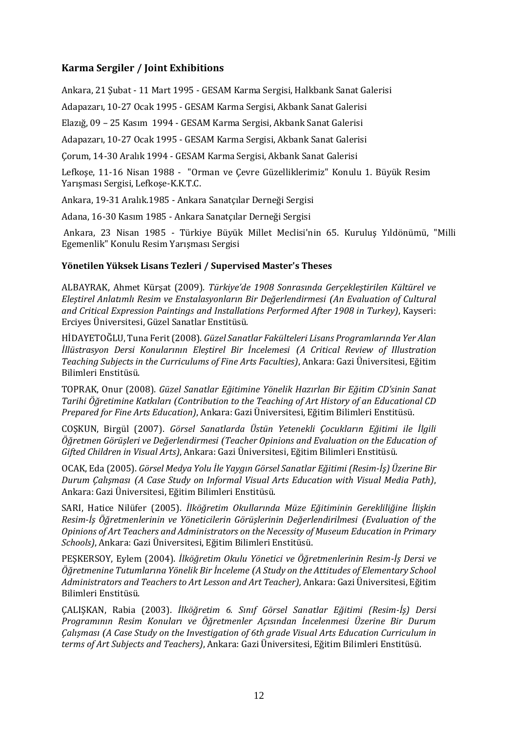## Karma Sergiler / Joint Exhibitions

Ankara, 21 Şubat - 11 Mart 1995 - GESAM Karma Sergisi, Halkbank Sanat Galerisi

Adapazarı, 10-27 Ocak 1995 - GESAM Karma Sergisi, Akbank Sanat Galerisi

Elazığ, 09 – 25 Kasım 1994 - GESAM Karma Sergisi, Akbank Sanat Galerisi

Adapazarı, 10-27 Ocak 1995 - GESAM Karma Sergisi, Akbank Sanat Galerisi

Çorum, 14-30 Aralık 1994 - GESAM Karma Sergisi, Akbank Sanat Galerisi

Lefkoşe, 11-16 Nisan 1988 - "Orman ve Çevre Güzelliklerimiz" Konulu 1. Büyük Resim Yarışması Sergisi, Lefkoşe-K.K.T.C.

Ankara, 19-31 Aralık.1985 - Ankara Sanatçılar Derneği Sergisi

Adana, 16-30 Kasım 1985 - Ankara Sanatçılar Derneği Sergisi

Ankara, 23 Nisan 1985 - Türkiye Büyük Millet Meclisi'nin 65. Kuruluş Yıldönümü, "Milli Egemenlik" Konulu Resim Yarışması Sergisi

### Yönetilen Yüksek Lisans Tezleri / Supervised Master's Theses

ALBAYRAK, Ahmet Kürşat (2009). *Türkiye'de 1908 Sonrasında Gerçekleştirilen Kültürel ve Eleştirel Anlatımlı Resim ve Enstalasyonların Bir Değerlendirmesi (An Evaluation of Cultural and Critical Expression Paintings and Installations Performed After 1908 in Turkey)*, Kayseri: Erciyes Üniversitesi, Güzel Sanatlar Enstitüsü.

HİDAYETOĞLU, Tuna Ferit (2008). *Güzel Sanatlar Fakülteleri Lisans Programlarında Yer Alan İllüstrasyon Dersi Konularının Eleştirel Bir İncelemesi (A Critical Review of Illustration Teaching Subjects in the Curriculums of Fine Arts Faculties)*, Ankara: Gazi Üniversitesi, Eğitim Bilimleri Enstitüsü.

TOPRAK, Onur (2008). *Güzel Sanatlar Eğitimine Yönelik Hazırlan Bir Eğitim CD'sinin Sanat Tarihi Öğretimine Katkıları (Contribution to the Teaching of Art History of an Educational CD Prepared for Fine Arts Education)*, Ankara: Gazi Üniversitesi, Eğitim Bilimleri Enstitüsü.

COŞKUN, Birgül (2007). *Görsel Sanatlarda Üstün Yetenekli Çocukların Eğitimi ile İlgili Öğretmen Görüşleri ve Değerlendirmesi (Teacher Opinions and Evaluation on the Education of Gifted Children in Visual Arts)*, Ankara: Gazi Üniversitesi, Eğitim Bilimleri Enstitüsü.

OCAK, Eda (2005). *Görsel Medya Yolu İle Yaygın Görsel Sanatlar Eğitimi (Resim-İş) Üzerine Bir Durum Çalışması (A Case Study on Informal Visual Arts Education with Visual Media Path)*, Ankara: Gazi Üniversitesi, Eğitim Bilimleri Enstitüsü.

SARI, Hatice Nilüfer (2005). *İlköğretim Okullarında Müze Eğitiminin Gerekliliğine İlişkin Resim-İş Öğretmenlerinin ve Yöneticilerin Görüşlerinin Değerlendirilmesi (Evaluation of the Opinions of Art Teachers and Administrators on the Necessity of Museum Education in Primary Schools)*, Ankara: Gazi Üniversitesi, Eğitim Bilimleri Enstitüsü.

PEŞKERSOY, Eylem (2004). *İlköğretim Okulu Yönetici ve Öğretmenlerinin Resim-İş Dersi ve Öğretmenine Tutumlarına Yönelik Bir İnceleme (A Study on the Attitudes of Elementary School Administrators and Teachers to Art Lesson and Art Teacher),* Ankara: Gazi Üniversitesi, Eğitim Bilimleri Enstitüsü.

ÇALIŞKAN, Rabia (2003). *İlköğretim 6. Sınıf Görsel Sanatlar Eğitimi (Resim-İş) Dersi Programının Resim Konuları ve Öğretmenler Açısından İncelenmesi Üzerine Bir Durum Çalışması (A Case Study on the Investigation of 6th grade Visual Arts Education Curriculum in terms of Art Subjects and Teachers)*, Ankara: Gazi Üniversitesi, Eğitim Bilimleri Enstitüsü.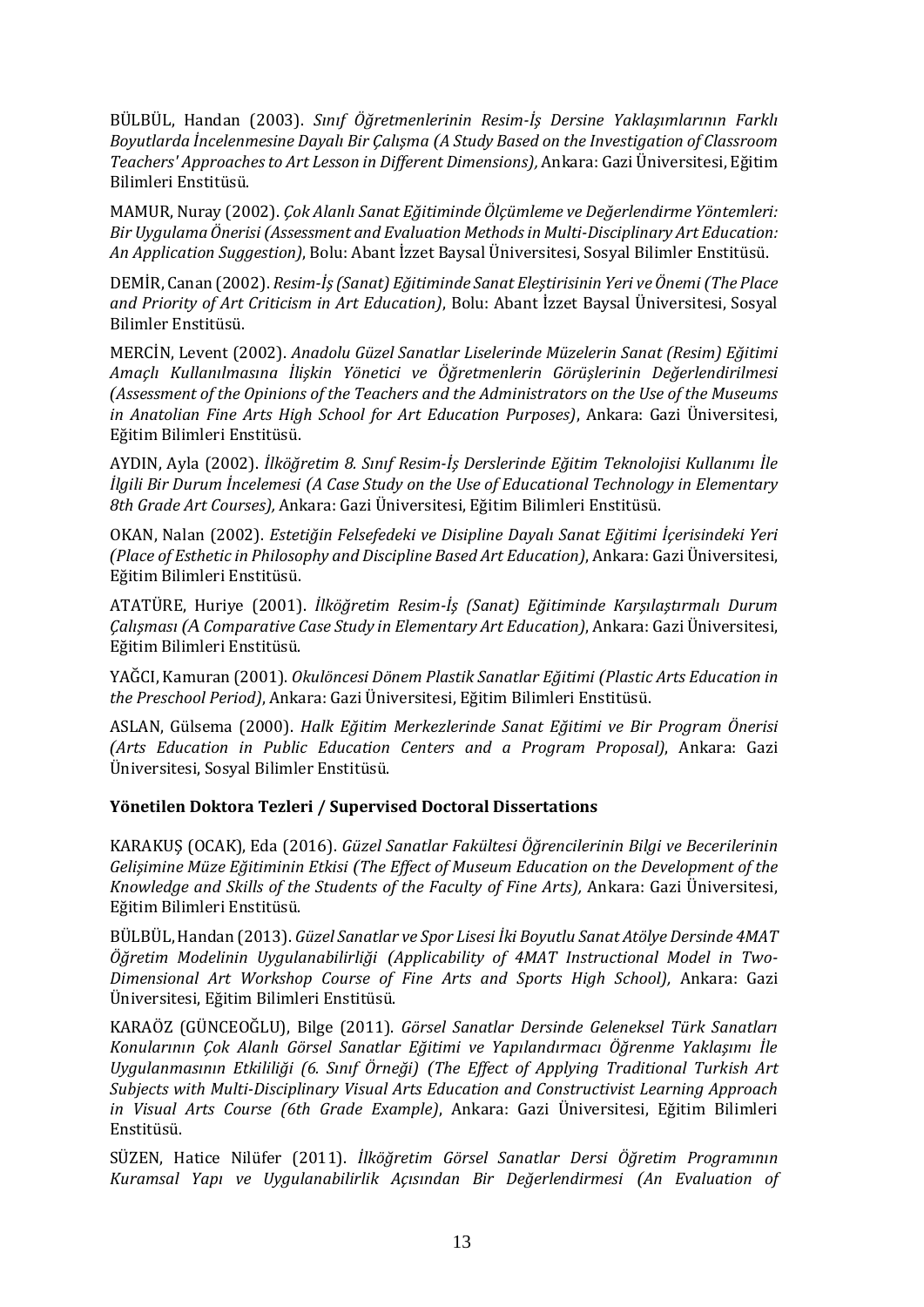BÜLBÜL, Handan (2003). *Sınıf Öğretmenlerinin Resim-İş Dersine Yaklaşımlarının Farklı Boyutlarda İncelenmesine Dayalı Bir Çalışma (A Study Based on the Investigation of Classroom Teachers' Approaches to Art Lesson in Different Dimensions),* Ankara: Gazi Üniversitesi, Eğitim Bilimleri Enstitüsü.

MAMUR, Nuray (2002). *Çok Alanlı Sanat Eğitiminde Ölçümleme ve Değerlendirme Yöntemleri: Bir Uygulama Önerisi (Assessment and Evaluation Methods in Multi-Disciplinary Art Education: An Application Suggestion)*, Bolu: Abant İzzet Baysal Üniversitesi, Sosyal Bilimler Enstitüsü.

DEMİR, Canan (2002). *Resim-İş (Sanat) Eğitiminde Sanat Eleştirisinin Yeri ve Önemi (The Place and Priority of Art Criticism in Art Education)*, Bolu: Abant İzzet Baysal Üniversitesi, Sosyal Bilimler Enstitüsü.

MERCİN, Levent (2002). *Anadolu Güzel Sanatlar Liselerinde Müzelerin Sanat (Resim) Eğitimi Amaçlı Kullanılmasına İlişkin Yönetici ve Öğretmenlerin Görüşlerinin Değerlendirilmesi (Assessment of the Opinions of the Teachers and the Administrators on the Use of the Museums in Anatolian Fine Arts High School for Art Education Purposes)*, Ankara: Gazi Üniversitesi, Eğitim Bilimleri Enstitüsü.

AYDIN, Ayla (2002). *İlköğretim 8. Sınıf Resim-İş Derslerinde Eğitim Teknolojisi Kullanımı İle İlgili Bir Durum İncelemesi (A Case Study on the Use of Educational Technology in Elementary 8th Grade Art Courses),* Ankara: Gazi Üniversitesi, Eğitim Bilimleri Enstitüsü.

OKAN, Nalan (2002). *Estetiğin Felsefedeki ve Disipline Dayalı Sanat Eğitimi İçerisindeki Yeri (Place of Esthetic in Philosophy and Discipline Based Art Education)*, Ankara: Gazi Üniversitesi, Eğitim Bilimleri Enstitüsü.

ATATÜRE, Huriye (2001). *İlköğretim Resim-İş (Sanat) Eğitiminde Karşılaştırmalı Durum Çalışması (A Comparative Case Study in Elementary Art Education)*, Ankara: Gazi Üniversitesi, Eğitim Bilimleri Enstitüsü.

YAĞCI, Kamuran (2001). *Okulöncesi Dönem Plastik Sanatlar Eğitimi (Plastic Arts Education in the Preschool Period)*, Ankara: Gazi Üniversitesi, Eğitim Bilimleri Enstitüsü.

ASLAN, Gülsema (2000). *Halk Eğitim Merkezlerinde Sanat Eğitimi ve Bir Program Önerisi (Arts Education in Public Education Centers and a Program Proposal)*, Ankara: Gazi Üniversitesi, Sosyal Bilimler Enstitüsü.

**Yönetilen Doktora Tezleri / Supervised Doctoral Dissertations**

KARAKUŞ (OCAK), Eda (2016). *Güzel Sanatlar Fakültesi Öğrencilerinin Bilgi ve Becerilerinin Gelişimine Müze Eğitiminin Etkisi (The Effect of Museum Education on the Development of the Knowledge and Skills of the Students of the Faculty of Fine Arts),* Ankara: Gazi Üniversitesi, Eğitim Bilimleri Enstitüsü.

BÜLBÜL, Handan (2013). *Güzel Sanatlar ve Spor Lisesi İki Boyutlu Sanat Atölye Dersinde 4MAT Öğretim Modelinin Uygulanabilirliği (Applicability of 4MAT Instructional Model in Two-Dimensional Art Workshop Course of Fine Arts and Sports High School),* Ankara: Gazi Üniversitesi, Eğitim Bilimleri Enstitüsü.

KARAÖZ (GÜNCEOĞLU), Bilge (2011). *Görsel Sanatlar Dersinde Geleneksel Türk Sanatları Konularının Çok Alanlı Görsel Sanatlar Eğitimi ve Yapılandırmacı Öğrenme Yaklaşımı İle Uygulanmasının Etkililiği (6. Sınıf Örneği) (The Effect of Applying Traditional Turkish Art Subjects with Multi-Disciplinary Visual Arts Education and Constructivist Learning Approach in Visual Arts Course (6th Grade Example)*, Ankara: Gazi Üniversitesi, Eğitim Bilimleri Enstitüsü.

SÜZEN, Hatice Nilüfer (2011). *İlköğretim Görsel Sanatlar Dersi Öğretim Programının Kuramsal Yapı ve Uygulanabilirlik Açısından Bir Değerlendirmesi (An Evaluation of*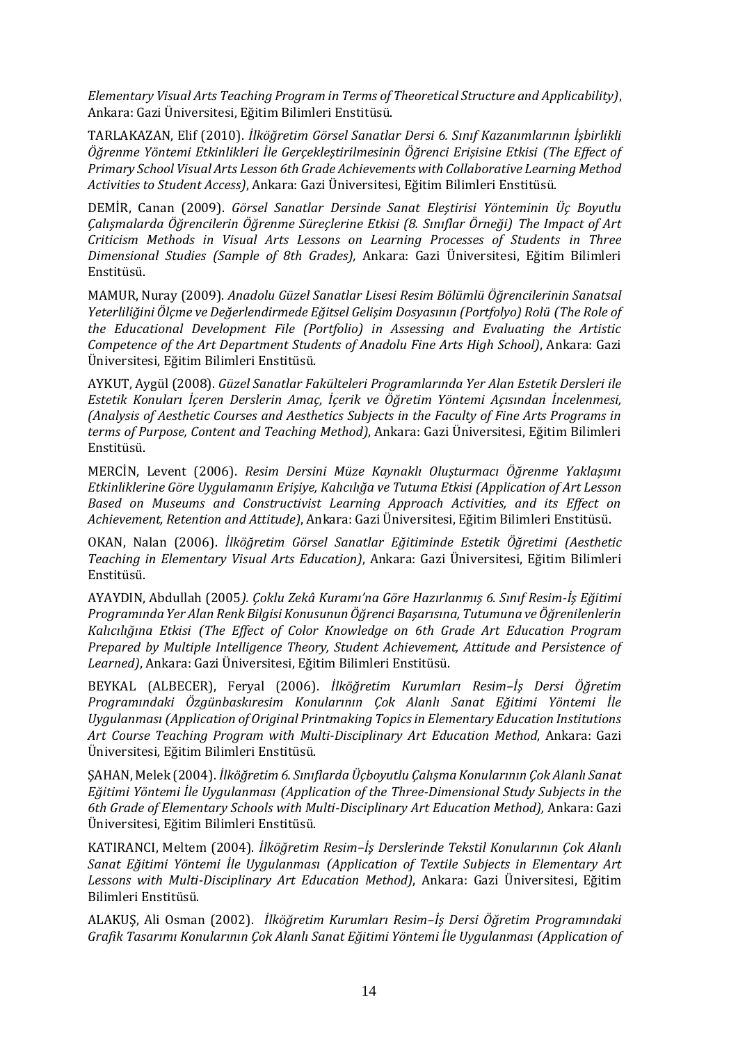*Elementary Visual Arts Teaching Program in Terms of Theoretical Structure and Applicability)*, Ankara: Gazi Üniversitesi, Eğitim Bilimleri Enstitüsü.

TARLAKAZAN, Elif (2010). *İlköğretim Görsel Sanatlar Dersi 6. Sınıf Kazanımlarının İşbirlikli Öğrenme Yöntemi Etkinlikleri İle Gerçekleştirilmesinin Öğrenci Erişisine Etkisi (The Effect of Primary School Visual Arts Lesson 6th Grade Achievements with Collaborative Learning Method Activities to Student Access)*, Ankara: Gazi Üniversitesi, Eğitim Bilimleri Enstitüsü.

DEMİR, Canan (2009). *Görsel Sanatlar Dersinde Sanat Eleştirisi Yönteminin Üç Boyutlu Çalışmalarda Öğrencilerin Öğrenme Süreçlerine Etkisi (8. Sınıflar Örneği) The Impact of Art Criticism Methods in Visual Arts Lessons on Learning Processes of Students in Three Dimensional Studies (Sample of 8th Grades),* Ankara: Gazi Üniversitesi, Eğitim Bilimleri Enstitüsü.

MAMUR, Nuray (2009). *Anadolu Güzel Sanatlar Lisesi Resim Bölümlü Öğrencilerinin Sanatsal Yeterliliğini Ölçme ve Değerlendirmede Eğitsel Gelişim Dosyasının (Portfolyo) Rolü (The Role of the Educational Development File (Portfolio) in Assessing and Evaluating the Artistic Competence of the Art Department Students of Anadolu Fine Arts High School)*, Ankara: Gazi Üniversitesi, Eğitim Bilimleri Enstitüsü.

AYKUT, Aygül (2008). *Güzel Sanatlar Fakülteleri Programlarında Yer Alan Estetik Dersleri ile Estetik Konuları İçeren Derslerin Amaç, İçerik ve Öğretim Yöntemi Açısından İncelenmesi, (Analysis of Aesthetic Courses and Aesthetics Subjects in the Faculty of Fine Arts Programs in terms of Purpose, Content and Teaching Method)*, Ankara: Gazi Üniversitesi, Eğitim Bilimleri Enstitüsü.

MERCİN, Levent (2006). *Resim Dersini Müze Kaynaklı Oluşturmacı Öğrenme Yaklaşımı Etkinliklerine Göre Uygulamanın Erişiye, Kalıcılığa ve Tutuma Etkisi (Application of Art Lesson Based on Museums and Constructivist Learning Approach Activities, and its Effect on Achievement, Retention and Attitude)*, Ankara: Gazi Üniversitesi, Eğitim Bilimleri Enstitüsü.

OKAN, Nalan (2006). *İlköğretim Görsel Sanatlar Eğitiminde Estetik Öğretimi (Aesthetic Teaching in Elementary Visual Arts Education)*, Ankara: Gazi Üniversitesi, Eğitim Bilimleri Enstitüsü.

AYAYDIN, Abdullah (2005*). Çoklu Zekâ Kuramı'na Göre Hazırlanmış 6. Sınıf Resim-İş Eğitimi Programında Yer Alan Renk Bilgisi Konusunun Öğrenci Başarısına, Tutumuna ve Öğrenilenlerin Kalıcılığına Etkisi (The Effect of Color Knowledge on 6th Grade Art Education Program Prepared by Multiple Intelligence Theory, Student Achievement, Attitude and Persistence of Learned)*, Ankara: Gazi Üniversitesi, Eğitim Bilimleri Enstitüsü.

BEYKAL (ALBECER), Feryal (2006). *İlköğretim Kurumları Resim–İş Dersi Öğretim Programındaki Özgünbaskıresim Konularının Çok Alanlı Sanat Eğitimi Yöntemi İle Uygulanması (Application of Original Printmaking Topics in Elementary Education Institutions Art Course Teaching Program with Multi-Disciplinary Art Education Method*, Ankara: Gazi Üniversitesi, Eğitim Bilimleri Enstitüsü.

ŞAHAN, Melek (2004). *İlköğretim 6. Sınıflarda Üçboyutlu Çalışma Konularının Çok Alanlı Sanat Eğitimi Yöntemi İle Uygulanması (Application of the Three-Dimensional Study Subjects in the 6th Grade of Elementary Schools with Multi-Disciplinary Art Education Method),* Ankara: Gazi Üniversitesi, Eğitim Bilimleri Enstitüsü.

KATIRANCI, Meltem (2004). *İlköğretim Resim–İş Derslerinde Tekstil Konularının Çok Alanlı Sanat Eğitimi Yöntemi İle Uygulanması (Application of Textile Subjects in Elementary Art Lessons with Multi-Disciplinary Art Education Method)*, Ankara: Gazi Üniversitesi, Eğitim Bilimleri Enstitüsü.

ALAKUŞ, Ali Osman (2002). *İlköğretim Kurumları Resim–İş Dersi Öğretim Programındaki Grafik Tasarımı Konularının Çok Alanlı Sanat Eğitimi Yöntemi İle Uygulanması (Application of*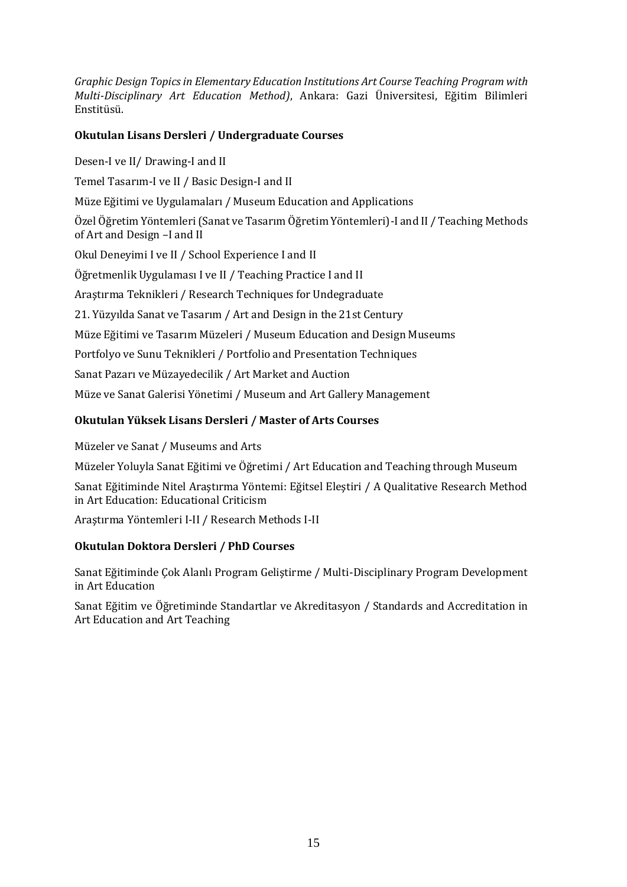*Graphic Design Topics in Elementary Education Institutions Art Course Teaching Program with Multi-Disciplinary Art Education Method)*, Ankara: Gazi Üniversitesi, Eğitim Bilimleri Enstitüsü.

**Okutulan Lisans Dersleri / Undergraduate Courses**

Desen-I ve II/ Drawing-I and II

Temel Tasarım-I ve II / Basic Design-I and II

Müze Eğitimi ve Uygulamaları / Museum Education and Applications

Özel Öğretim Yöntemleri (Sanat ve Tasarım Öğretim Yöntemleri)-I and II / Teaching Methods of Art and Design –I and II

Okul Deneyimi I ve II / School Experience I and II

Öğretmenlik Uygulaması I ve II / Teaching Practice I and II

Araştırma Teknikleri / Research Techniques for Undegraduate

21. Yüzyılda Sanat ve Tasarım / Art and Design in the 21st Century

Müze Eğitimi ve Tasarım Müzeleri / Museum Education and Design Museums

Portfolyo ve Sunu Teknikleri / Portfolio and Presentation Techniques

Sanat Pazarı ve Müzayedecilik / Art Market and Auction

Müze ve Sanat Galerisi Yönetimi / Museum and Art Gallery Management

**Okutulan Yüksek Lisans Dersleri / Master of Arts Courses**

Müzeler ve Sanat / Museums and Arts

Müzeler Yoluyla Sanat Eğitimi ve Öğretimi / Art Education and Teaching through Museum

Sanat Eğitiminde Nitel Araştırma Yöntemi: Eğitsel Eleştiri / A Qualitative Research Method in Art Education: Educational Criticism

Araştırma Yöntemleri I-II / Research Methods I-II

**Okutulan Doktora Dersleri / PhD Courses**

Sanat Eğitiminde Çok Alanlı Program Geliştirme / Multi-Disciplinary Program Development in Art Education

Sanat Eğitim ve Öğretiminde Standartlar ve Akreditasyon / Standards and Accreditation in Art Education and Art Teaching